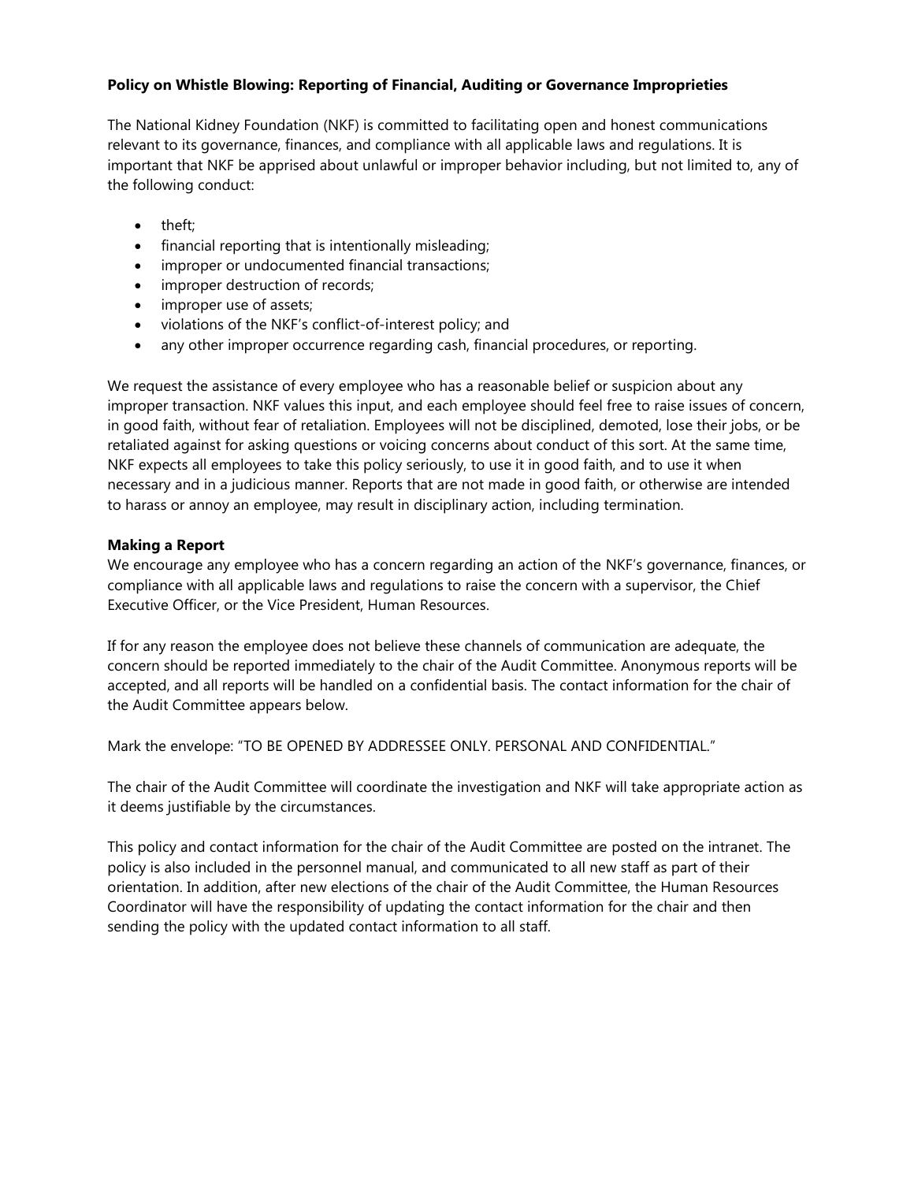**Policy on Whistle Blowing: Reporting of Financial, Auditing or Governance Improprieties**

The National Kidney Foundation (NKF) is committed to facilitating open and honest communications relevant to its governance, finances, and compliance with all applicable laws and regulations. It is important that NKF be apprised about unlawful or improper behavior including, but not limited to, any of the following conduct:

- theft;
- financial reporting that is intentionally misleading;
- improper or undocumented financial transactions;
- improper destruction of records;
- improper use of assets;
- violations of the NKF's conflict-of-interest policy; and
- any other improper occurrence regarding cash, financial procedures, or reporting.

We request the assistance of every employee who has a reasonable belief or suspicion about any improper transaction. NKF values this input, and each employee should feel free to raise issues of concern, in good faith, without fear of retaliation. Employees will not be disciplined, demoted, lose their jobs, or be retaliated against for asking questions or voicing concerns about conduct of this sort. At the same time, NKF expects all employees to take this policy seriously, to use it in good faith, and to use it when necessary and in a judicious manner. Reports that are not made in good faith, or otherwise are intended to harass or annoy an employee, may result in disciplinary action, including termination.

**Making a Report**

We encourage any employee who has a concern regarding an action of the NKF's governance, finances, or compliance with all applicable laws and regulations to raise the concern with a supervisor, the Chief Executive Officer, or the Vice President, Human Resources.

If for any reason the employee does not believe these channels of communication are adequate, the concern should be reported immediately to the chair of the Audit Committee. Anonymous reports will be accepted, and all reports will be handled on a confidential basis. The contact information for the chair of the Audit Committee appears below.

Mark the envelope: "TO BE OPENED BY ADDRESSEE ONLY. PERSONAL AND CONFIDENTIAL."

The chair of the Audit Committee will coordinate the investigation and NKF will take appropriate action as it deems justifiable by the circumstances.

This policy and contact information for the chair of the Audit Committee are posted on the intranet. The policy is also included in the personnel manual, and communicated to all new staff as part of their orientation. In addition, after new elections of the chair of the Audit Committee, the Human Resources Coordinator will have the responsibility of updating the contact information for the chair and then sending the policy with the updated contact information to all staff.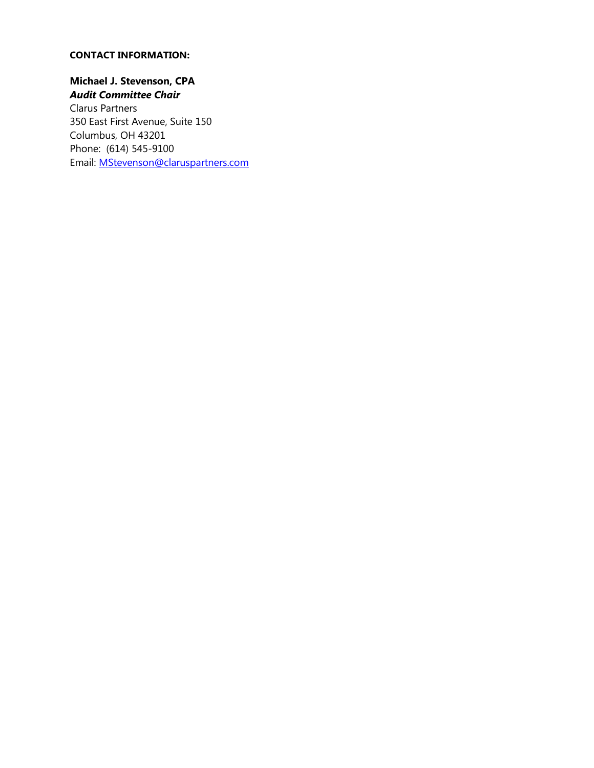**CONTACT INFORMATION:**

**Michael J. Stevenson, CPA**
***Audit Committee Chair***
Clarus Partners
350 East First Avenue, Suite 150
Columbus, OH 43201
Phone: (614) 545-9100
Email: MStevenson@claruspartners.com